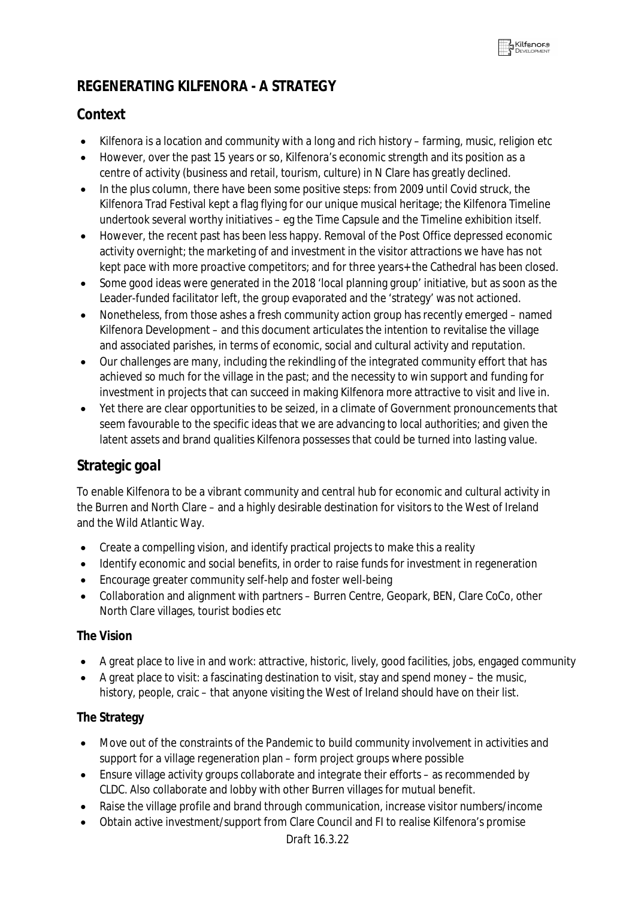# REGENERATING KILFENORA - A STRATEGY

## Context

- Kilfenora is a location and community with a long and rich history – farming, music, religion etc
- However, over the past 15 years or so, Kilfenora's economic strength and its position as a centre of activity (business and retail, tourism, culture) in N Clare has greatly declined.
- In the plus column, there have been some positive steps: from 2009 until Covid struck, the Kilfenora Trad Festival kept a flag flying for our unique musical heritage; the Kilfenora Timeline undertook several worthy initiatives – eg the Time Capsule and the Timeline exhibition itself.
- However, the recent past has been less happy. Removal of the Post Office depressed economic activity overnight; the marketing of and investment in the visitor attractions we have has not kept pace with more proactive competitors; and for three years+ the Cathedral has been closed.
- Some good ideas were generated in the 2018 'local planning group' initiative, but as soon as the Leader-funded facilitator left, the group evaporated and the 'strategy' was not actioned.
- Nonetheless, from those ashes a fresh community action group has recently emerged – named Kilfenora Development – and this document articulates the intention to revitalise the village and associated parishes, in terms of economic, social and cultural activity and reputation.
- Our challenges are many, including the rekindling of the integrated community effort that has achieved so much for the village in the past; and the necessity to win support and funding for investment in projects that can succeed in making Kilfenora more attractive to visit and live in.
- Yet there are clear opportunities to be seized, in a climate of Government pronouncements that seem favourable to the specific ideas that we are advancing to local authorities; and given the latent assets and brand qualities Kilfenora possesses that could be turned into lasting value.

## Strategic goal

To enable Kilfenora to be a vibrant community and central hub for economic and cultural activity in the Burren and North Clare – and a highly desirable destination for visitors to the West of Ireland and the Wild Atlantic Way.

- Create a compelling vision, and identify practical projects to make this a reality
- Identify economic and social benefits, in order to raise funds for investment in regeneration
- Encourage greater community self-help and foster well-being
- Collaboration and alignment with partners – Burren Centre, Geopark, BEN, Clare CoCo, other North Clare villages, tourist bodies etc

### The Vision

- A great place to live in and work: attractive, historic, lively, good facilities, jobs, engaged community
- A great place to visit: a fascinating destination to visit, stay and spend money – the music, history, people, craic – that anyone visiting the West of Ireland should have on their list.

### The Strategy

- Move out of the constraints of the Pandemic to build community involvement in activities and support for a village regeneration plan – form project groups where possible
- Ensure village activity groups collaborate and integrate their efforts – as recommended by CLDC. Also collaborate and lobby with other Burren villages for mutual benefit.
- Raise the village profile and brand through communication, increase visitor numbers/income
- Obtain active investment/support from Clare Council and FI to realise Kilfenora's promise

*Draft 16.3.22*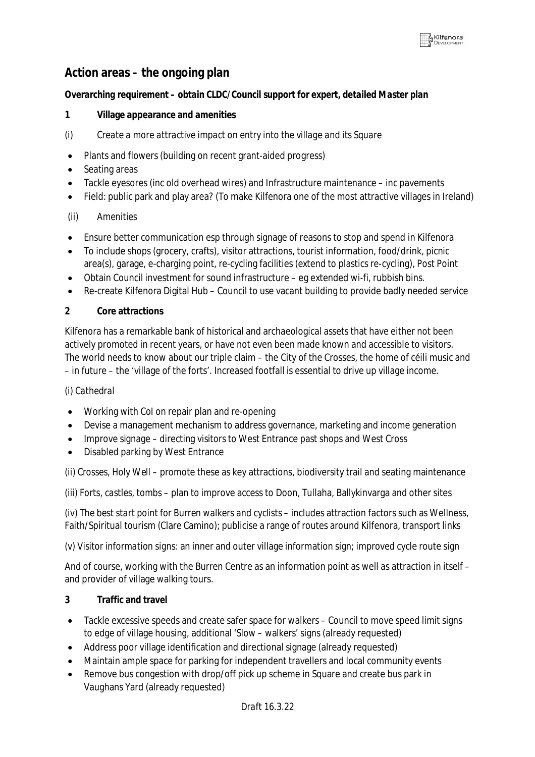## Action areas – the ongoing plan

**Overarching requirement – obtain CLDC/Council support for expert, detailed Master plan**

**1 Village appearance and amenities**

*(i) Create a more attractive impact on entry into the village and its Square*

- Plants and flowers (building on recent grant-aided progress)
- Seating areas
- Tackle eyesores (inc old overhead wires) and Infrastructure maintenance – inc pavements
- Field: public park and play area? (To make Kilfenora one of the most attractive villages in Ireland)

(ii) Amenities

- Ensure better communication esp through signage of reasons to stop and spend in Kilfenora
- To include shops (grocery, crafts), visitor attractions, tourist information, food/drink, picnic area(s), garage, e-charging point, re-cycling facilities (extend to plastics re-cycling), Post Point
- Obtain Council investment for sound infrastructure – eg extended wi-fi, rubbish bins.
- Re-create Kilfenora Digital Hub – Council to use vacant building to provide badly needed service

**2 Core attractions**

Kilfenora has a remarkable bank of historical and archaeological assets that have either not been actively promoted in recent years, or have not even been made known and accessible to visitors. The world needs to know about our triple claim – the City of the Crosses, the home of céili music and – in future – the 'village of the forts'. Increased footfall is essential to drive up village income.

*(i) Cathedral*

- Working with CoI on repair plan and re-opening
- Devise a management mechanism to address governance, marketing and income generation
- Improve signage – directing visitors to West Entrance past shops and West Cross
- Disabled parking by West Entrance

(ii) Crosses, Holy Well – promote these as key attractions, biodiversity trail and seating maintenance

(iii) Forts, castles, tombs – plan to improve access to Doon, Tullaha, Ballykinvarga and other sites

(iv) The best start point for Burren walkers and cyclists – includes attraction factors such as Wellness, Faith/Spiritual tourism (Clare Camino); publicise a range of routes around Kilfenora, transport links

(v) Visitor information signs: an inner and outer village information sign; improved cycle route sign

And of course, working with the Burren Centre as an information point as well as attraction in itself – and provider of village walking tours.

**3 Traffic and travel**

- Tackle excessive speeds and create safer space for walkers – Council to move speed limit signs to edge of village housing, additional 'Slow – walkers' signs (already requested)
- Address poor village identification and directional signage (already requested)
- Maintain ample space for parking for independent travellers and local community events
- Remove bus congestion with drop/off pick up scheme in Square and create bus park in Vaughans Yard (already requested)

*Draft 16.3.22*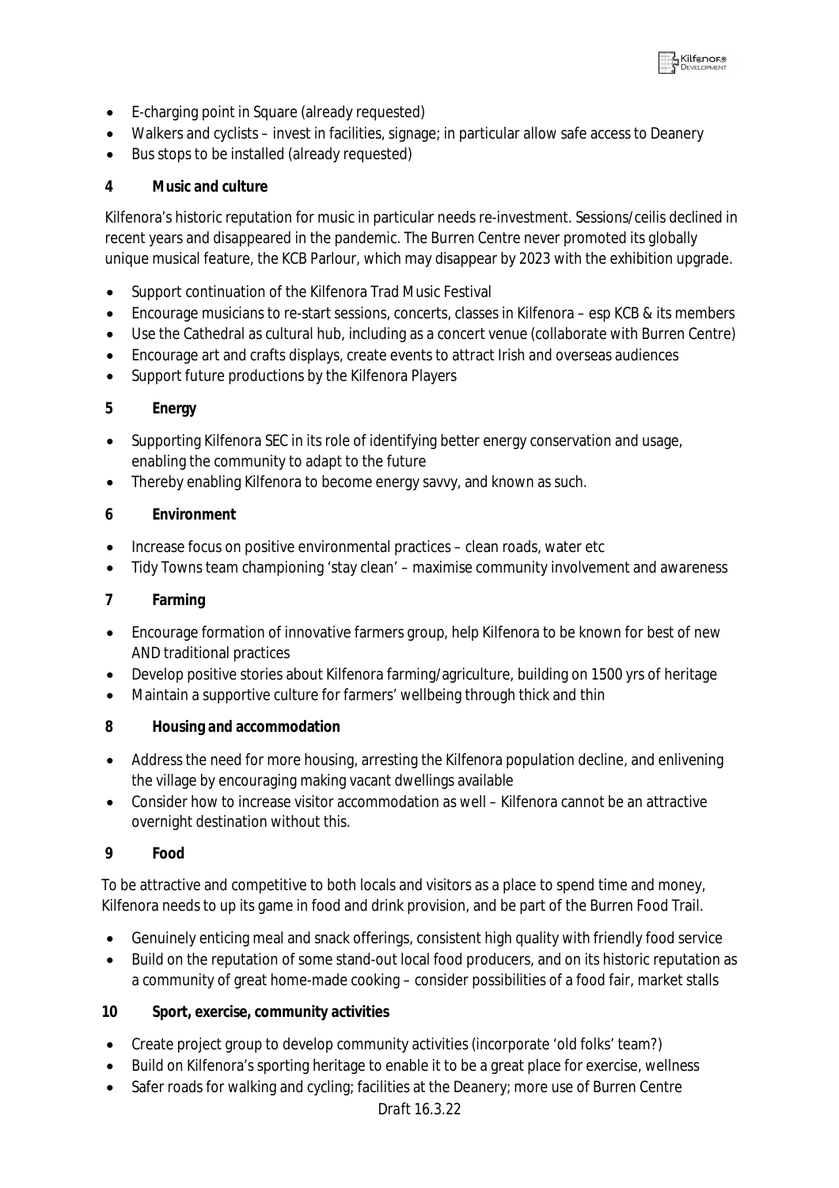- E-charging point in Square (already requested)
- Walkers and cyclists – invest in facilities, signage; in particular allow safe access to Deanery
- Bus stops to be installed (already requested)

**4 Music and culture**

Kilfenora's historic reputation for music in particular needs re-investment. Sessions/ceilis declined in recent years and disappeared in the pandemic. The Burren Centre never promoted its globally unique musical feature, the KCB Parlour, which may disappear by 2023 with the exhibition upgrade.

- Support continuation of the Kilfenora Trad Music Festival
- Encourage musicians to re-start sessions, concerts, classes in Kilfenora – esp KCB & its members
- Use the Cathedral as cultural hub, including as a concert venue (collaborate with Burren Centre)
- Encourage art and crafts displays, create events to attract Irish and overseas audiences
- Support future productions by the Kilfenora Players

**5 Energy**

- Supporting Kilfenora SEC in its role of identifying better energy conservation and usage, enabling the community to adapt to the future
- Thereby enabling Kilfenora to become energy savvy, and known as such.

**6 Environment**

- Increase focus on positive environmental practices – clean roads, water etc
- Tidy Towns team championing 'stay clean' – maximise community involvement and awareness

**7 Farming**

- Encourage formation of innovative farmers group, help Kilfenora to be known for best of new AND traditional practices
- Develop positive stories about Kilfenora farming/agriculture, building on 1500 yrs of heritage
- Maintain a supportive culture for farmers' wellbeing through thick and thin

**8 Housing and accommodation**

- Address the need for more housing, arresting the Kilfenora population decline, and enlivening the village by encouraging making vacant dwellings available
- Consider how to increase visitor accommodation as well – Kilfenora cannot be an attractive overnight destination without this.

**9 Food**

To be attractive and competitive to both locals and visitors as a place to spend time and money, Kilfenora needs to up its game in food and drink provision, and be part of the Burren Food Trail.

- Genuinely enticing meal and snack offerings, consistent high quality with friendly food service
- Build on the reputation of some stand-out local food producers, and on its historic reputation as a community of great home-made cooking – consider possibilities of a food fair, market stalls

**10 Sport, exercise, community activities**

- Create project group to develop community activities (incorporate 'old folks' team?)
- Build on Kilfenora's sporting heritage to enable it to be a great place for exercise, wellness
- Safer roads for walking and cycling; facilities at the Deanery; more use of Burren Centre

*Draft 16.3.22*